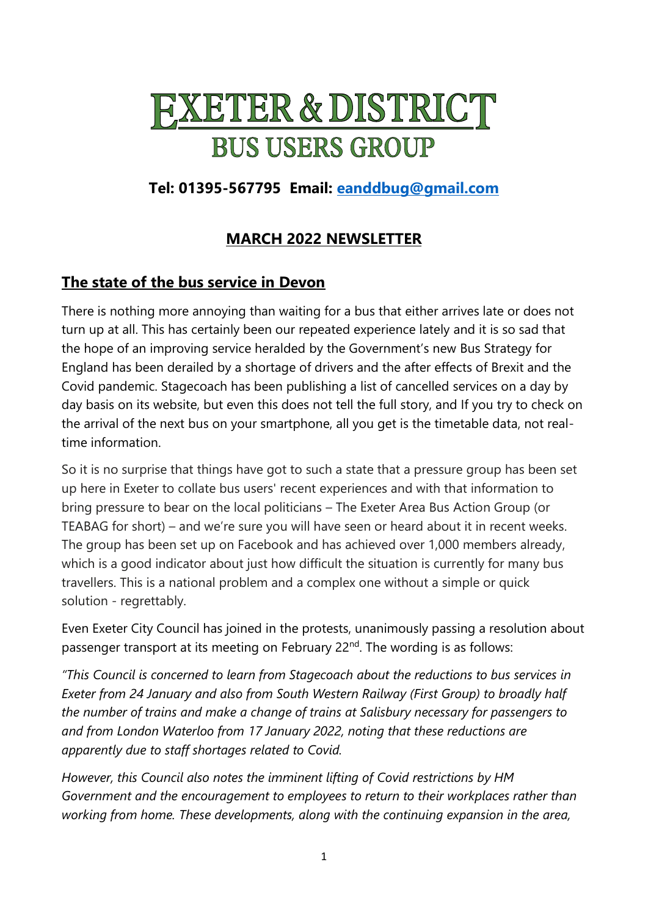# EXETER & DISTRICT
## BUS USERS GROUP

**Tel: 01395-567795 Email: eanddbug@gmail.com**

## MARCH 2022 NEWSLETTER

## The state of the bus service in Devon

There is nothing more annoying than waiting for a bus that either arrives late or does not turn up at all. This has certainly been our repeated experience lately and it is so sad that the hope of an improving service heralded by the Government's new Bus Strategy for England has been derailed by a shortage of drivers and the after effects of Brexit and the Covid pandemic. Stagecoach has been publishing a list of cancelled services on a day by day basis on its website, but even this does not tell the full story, and If you try to check on the arrival of the next bus on your smartphone, all you get is the timetable data, not real-time information.

So it is no surprise that things have got to such a state that a pressure group has been set up here in Exeter to collate bus users' recent experiences and with that information to bring pressure to bear on the local politicians – The Exeter Area Bus Action Group (or TEABAG for short) – and we're sure you will have seen or heard about it in recent weeks. The group has been set up on Facebook and has achieved over 1,000 members already, which is a good indicator about just how difficult the situation is currently for many bus travellers. This is a national problem and a complex one without a simple or quick solution - regrettably.

Even Exeter City Council has joined in the protests, unanimously passing a resolution about passenger transport at its meeting on February 22nd. The wording is as follows:

*"This Council is concerned to learn from Stagecoach about the reductions to bus services in Exeter from 24 January and also from South Western Railway (First Group) to broadly half the number of trains and make a change of trains at Salisbury necessary for passengers to and from London Waterloo from 17 January 2022, noting that these reductions are apparently due to staff shortages related to Covid.*

*However, this Council also notes the imminent lifting of Covid restrictions by HM Government and the encouragement to employees to return to their workplaces rather than working from home. These developments, along with the continuing expansion in the area,*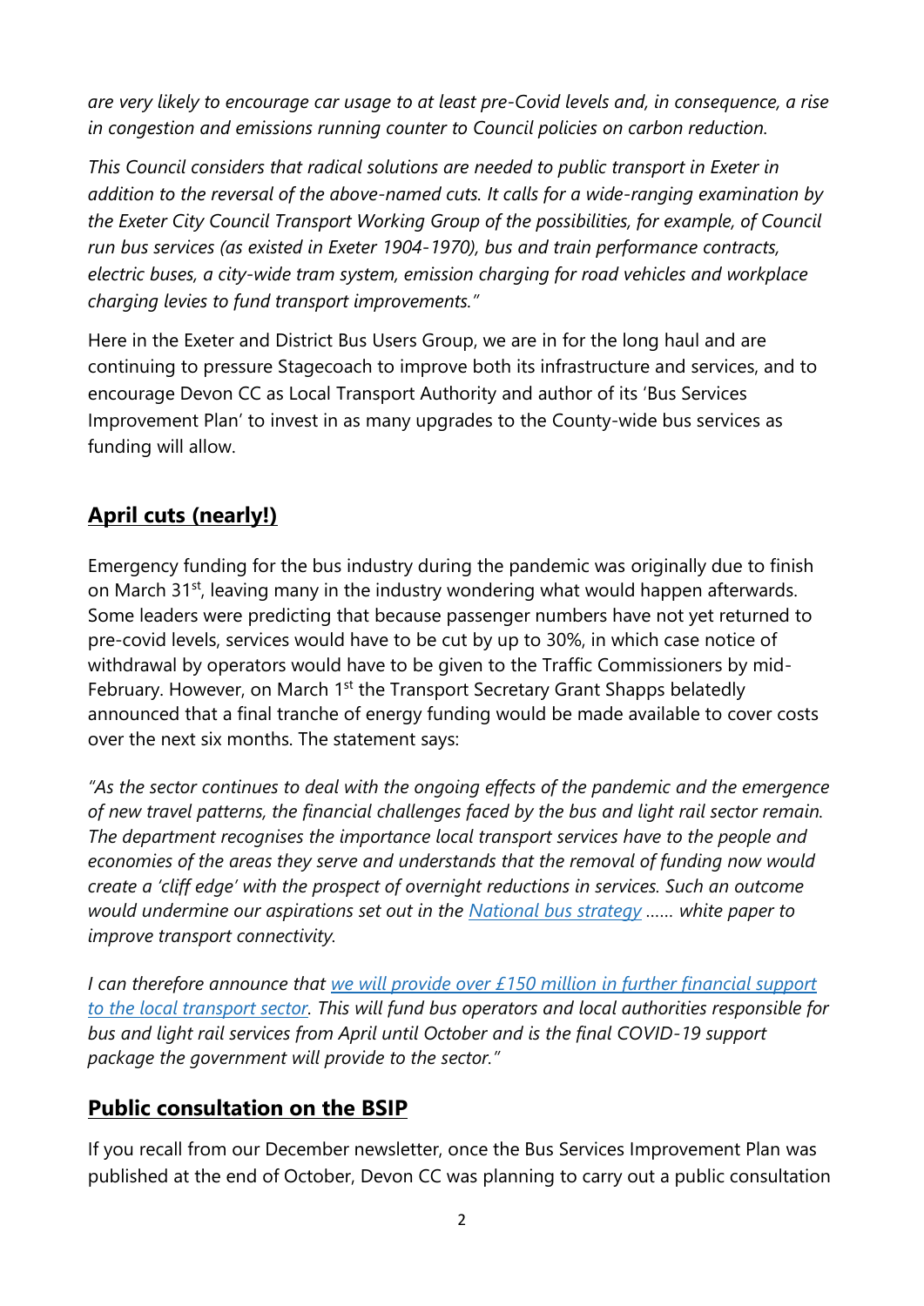*are very likely to encourage car usage to at least pre-Covid levels and, in consequence, a rise in congestion and emissions running counter to Council policies on carbon reduction.*

*This Council considers that radical solutions are needed to public transport in Exeter in addition to the reversal of the above-named cuts. It calls for a wide-ranging examination by the Exeter City Council Transport Working Group of the possibilities, for example, of Council run bus services (as existed in Exeter 1904-1970), bus and train performance contracts, electric buses, a city-wide tram system, emission charging for road vehicles and workplace charging levies to fund transport improvements."*

Here in the Exeter and District Bus Users Group, we are in for the long haul and are continuing to pressure Stagecoach to improve both its infrastructure and services, and to encourage Devon CC as Local Transport Authority and author of its 'Bus Services Improvement Plan' to invest in as many upgrades to the County-wide bus services as funding will allow.

## April cuts (nearly!)

Emergency funding for the bus industry during the pandemic was originally due to finish on March 31st, leaving many in the industry wondering what would happen afterwards. Some leaders were predicting that because passenger numbers have not yet returned to pre-covid levels, services would have to be cut by up to 30%, in which case notice of withdrawal by operators would have to be given to the Traffic Commissioners by mid-February. However, on March 1st the Transport Secretary Grant Shapps belatedly announced that a final tranche of energy funding would be made available to cover costs over the next six months. The statement says:

*"As the sector continues to deal with the ongoing effects of the pandemic and the emergence of new travel patterns, the financial challenges faced by the bus and light rail sector remain. The department recognises the importance local transport services have to the people and economies of the areas they serve and understands that the removal of funding now would create a 'cliff edge' with the prospect of overnight reductions in services. Such an outcome would undermine our aspirations set out in the National bus strategy …… white paper to improve transport connectivity.*

*I can therefore announce that we will provide over £150 million in further financial support to the local transport sector. This will fund bus operators and local authorities responsible for bus and light rail services from April until October and is the final COVID-19 support package the government will provide to the sector."*

## Public consultation on the BSIP

If you recall from our December newsletter, once the Bus Services Improvement Plan was published at the end of October, Devon CC was planning to carry out a public consultation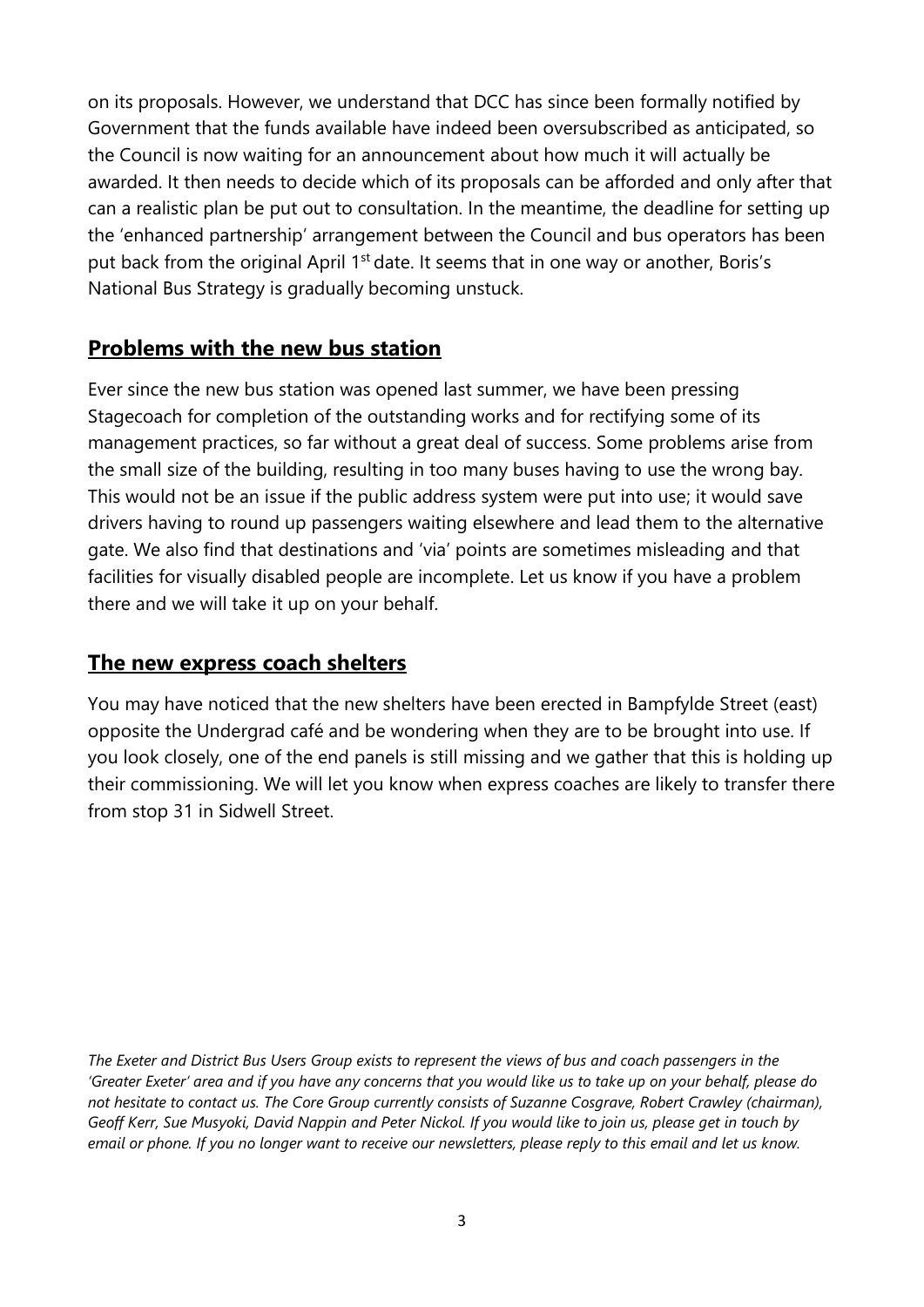on its proposals. However, we understand that DCC has since been formally notified by Government that the funds available have indeed been oversubscribed as anticipated, so the Council is now waiting for an announcement about how much it will actually be awarded. It then needs to decide which of its proposals can be afforded and only after that can a realistic plan be put out to consultation. In the meantime, the deadline for setting up the 'enhanced partnership' arrangement between the Council and bus operators has been put back from the original April 1st date. It seems that in one way or another, Boris's National Bus Strategy is gradually becoming unstuck.

## Problems with the new bus station

Ever since the new bus station was opened last summer, we have been pressing Stagecoach for completion of the outstanding works and for rectifying some of its management practices, so far without a great deal of success. Some problems arise from the small size of the building, resulting in too many buses having to use the wrong bay. This would not be an issue if the public address system were put into use; it would save drivers having to round up passengers waiting elsewhere and lead them to the alternative gate. We also find that destinations and 'via' points are sometimes misleading and that facilities for visually disabled people are incomplete. Let us know if you have a problem there and we will take it up on your behalf.

## The new express coach shelters

You may have noticed that the new shelters have been erected in Bampfylde Street (east) opposite the Undergrad café and be wondering when they are to be brought into use. If you look closely, one of the end panels is still missing and we gather that this is holding up their commissioning. We will let you know when express coaches are likely to transfer there from stop 31 in Sidwell Street.

*The Exeter and District Bus Users Group exists to represent the views of bus and coach passengers in the 'Greater Exeter' area and if you have any concerns that you would like us to take up on your behalf, please do not hesitate to contact us. The Core Group currently consists of Suzanne Cosgrave, Robert Crawley (chairman), Geoff Kerr, Sue Musyoki, David Nappin and Peter Nickol. If you would like to join us, please get in touch by email or phone. If you no longer want to receive our newsletters, please reply to this email and let us know.*